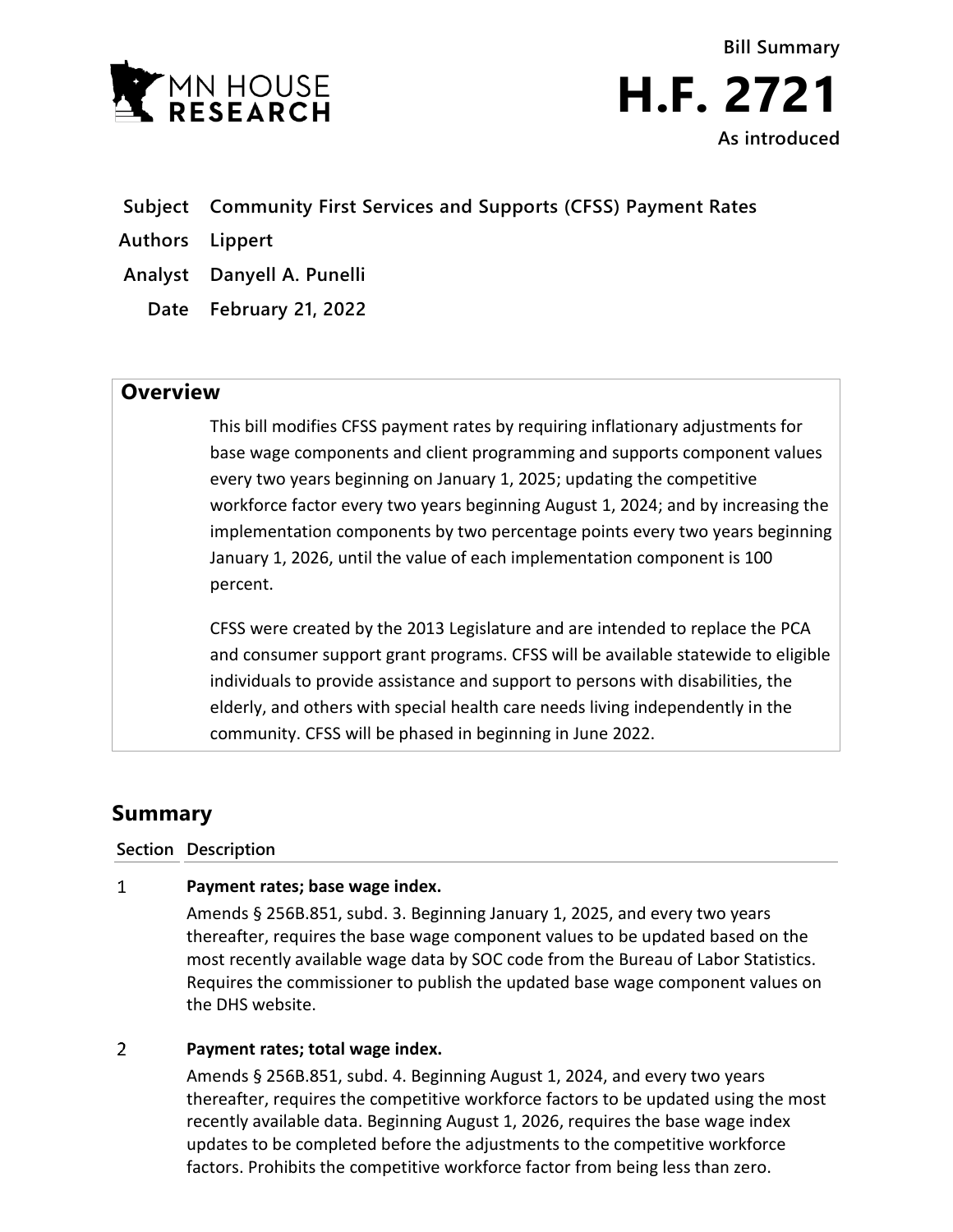MN HOUSE RESEARCH

Bill Summary

# H.F. 2721

As introduced

| | |
|---|---|
| **Subject** | **Community First Services and Supports (CFSS) Payment Rates** |
| **Authors** | **Lippert** |
| **Analyst** | **Danyell A. Punelli** |
| **Date** | **February 21, 2022** |

## Overview

This bill modifies CFSS payment rates by requiring inflationary adjustments for base wage components and client programming and supports component values every two years beginning on January 1, 2025; updating the competitive workforce factor every two years beginning August 1, 2024; and by increasing the implementation components by two percentage points every two years beginning January 1, 2026, until the value of each implementation component is 100 percent.

CFSS were created by the 2013 Legislature and are intended to replace the PCA and consumer support grant programs. CFSS will be available statewide to eligible individuals to provide assistance and support to persons with disabilities, the elderly, and others with special health care needs living independently in the community. CFSS will be phased in beginning in June 2022.

## Summary

| Section | Description |
|---|---|
| 1 | **Payment rates; base wage index.**<br>Amends § 256B.851, subd. 3. Beginning January 1, 2025, and every two years thereafter, requires the base wage component values to be updated based on the most recently available wage data by SOC code from the Bureau of Labor Statistics. Requires the commissioner to publish the updated base wage component values on the DHS website. |
| 2 | **Payment rates; total wage index.**<br>Amends § 256B.851, subd. 4. Beginning August 1, 2024, and every two years thereafter, requires the competitive workforce factors to be updated using the most recently available data. Beginning August 1, 2026, requires the base wage index updates to be completed before the adjustments to the competitive workforce factors. Prohibits the competitive workforce factor from being less than zero. |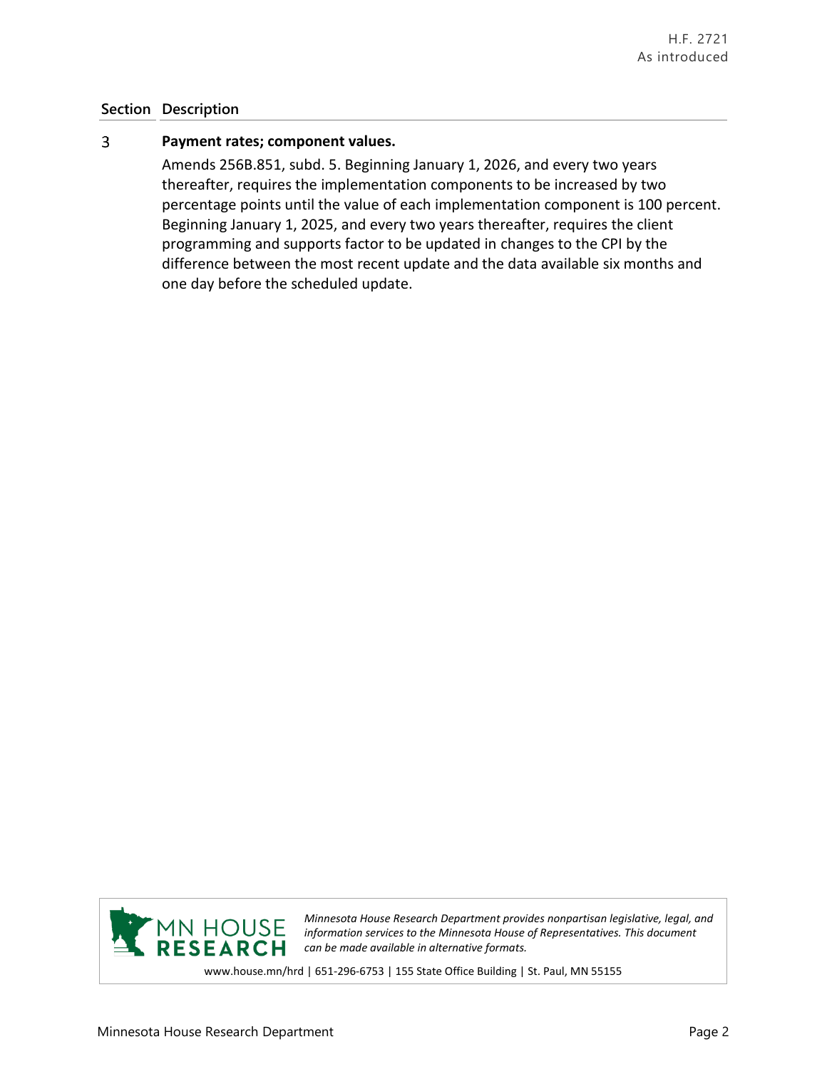| Section | Description |
| --- | --- |
| 3 | **Payment rates; component values.**<br>Amends 256B.851, subd. 5. Beginning January 1, 2026, and every two years thereafter, requires the implementation components to be increased by two percentage points until the value of each implementation component is 100 percent. Beginning January 1, 2025, and every two years thereafter, requires the client programming and supports factor to be updated in changes to the CPI by the difference between the most recent update and the data available six months and one day before the scheduled update. |

MN HOUSE RESEARCH

*Minnesota House Research Department provides nonpartisan legislative, legal, and information services to the Minnesota House of Representatives. This document can be made available in alternative formats.*

www.house.mn/hrd | 651-296-6753 | 155 State Office Building | St. Paul, MN 55155